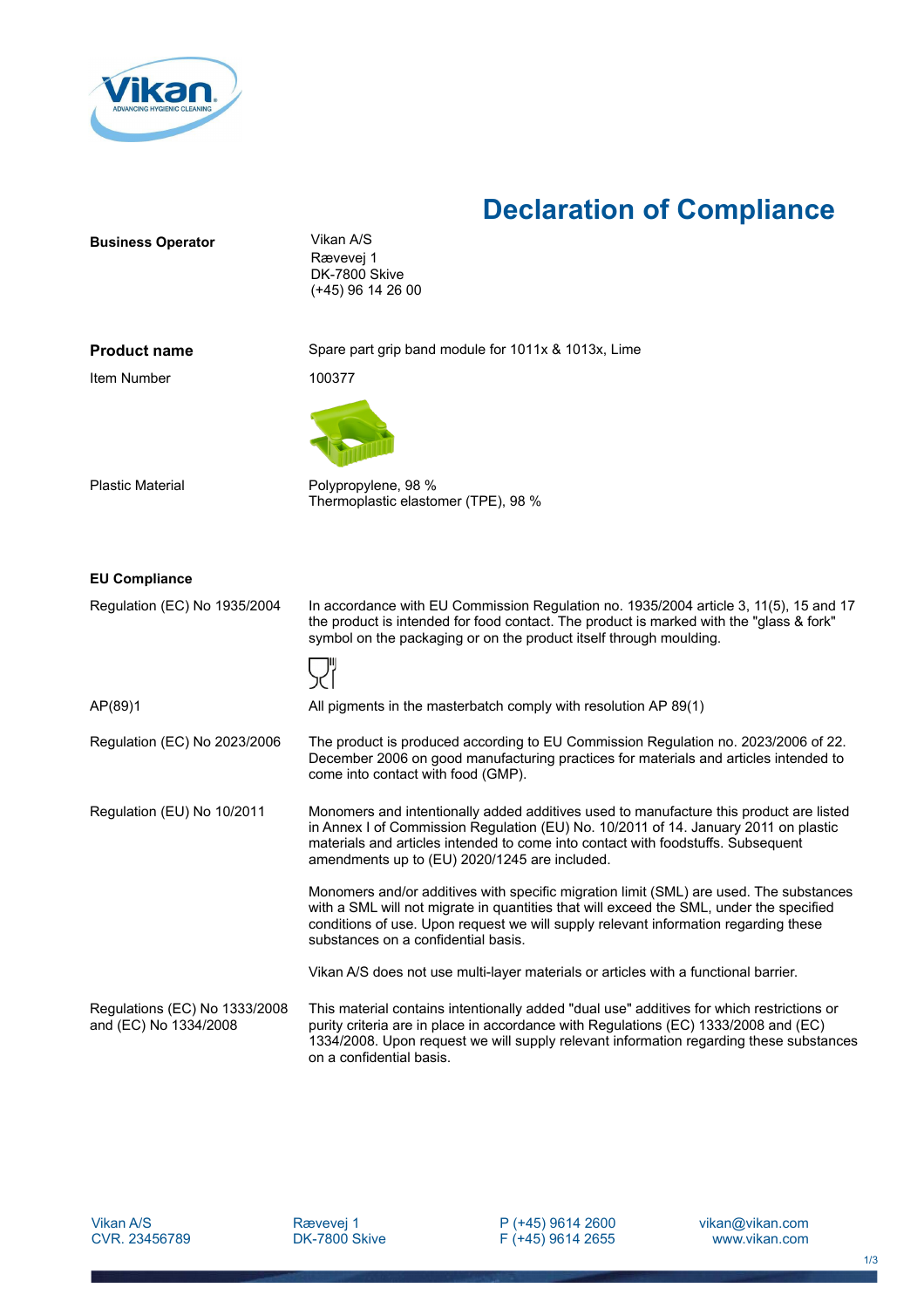# Declaration of Compliance

| | |
|---|---|
| **Business Operator** | Vikan A/S<br>Rævevej 1<br>DK-7800 Skive<br>(+45) 96 14 26 00 |
| **Product name** | Spare part grip band module for 1011x & 1013x, Lime |
| Item Number | 100377 |
| Plastic Material | Polypropylene, 98 %<br>Thermoplastic elastomer (TPE), 98 % |

**EU Compliance**

| | |
|---|---|
| Regulation (EC) No 1935/2004 | In accordance with EU Commission Regulation no. 1935/2004 article 3, 11(5), 15 and 17 the product is intended for food contact. The product is marked with the "glass & fork" symbol on the packaging or on the product itself through moulding. |
| AP(89)1 | All pigments in the masterbatch comply with resolution AP 89(1) |
| Regulation (EC) No 2023/2006 | The product is produced according to EU Commission Regulation no. 2023/2006 of 22. December 2006 on good manufacturing practices for materials and articles intended to come into contact with food (GMP). |
| Regulation (EU) No 10/2011 | Monomers and intentionally added additives used to manufacture this product are listed in Annex I of Commission Regulation (EU) No. 10/2011 of 14. January 2011 on plastic materials and articles intended to come into contact with foodstuffs. Subsequent amendments up to (EU) 2020/1245 are included.<br><br>Monomers and/or additives with specific migration limit (SML) are used. The substances with a SML will not migrate in quantities that will exceed the SML, under the specified conditions of use. Upon request we will supply relevant information regarding these substances on a confidential basis.<br><br>Vikan A/S does not use multi-layer materials or articles with a functional barrier. |
| Regulations (EC) No 1333/2008 and (EC) No 1334/2008 | This material contains intentionally added "dual use" additives for which restrictions or purity criteria are in place in accordance with Regulations (EC) 1333/2008 and (EC) 1334/2008. Upon request we will supply relevant information regarding these substances on a confidential basis. |

Vikan A/S
CVR. 23456789

Rævevej 1
DK-7800 Skive

P (+45) 9614 2600
F (+45) 9614 2655

vikan@vikan.com
www.vikan.com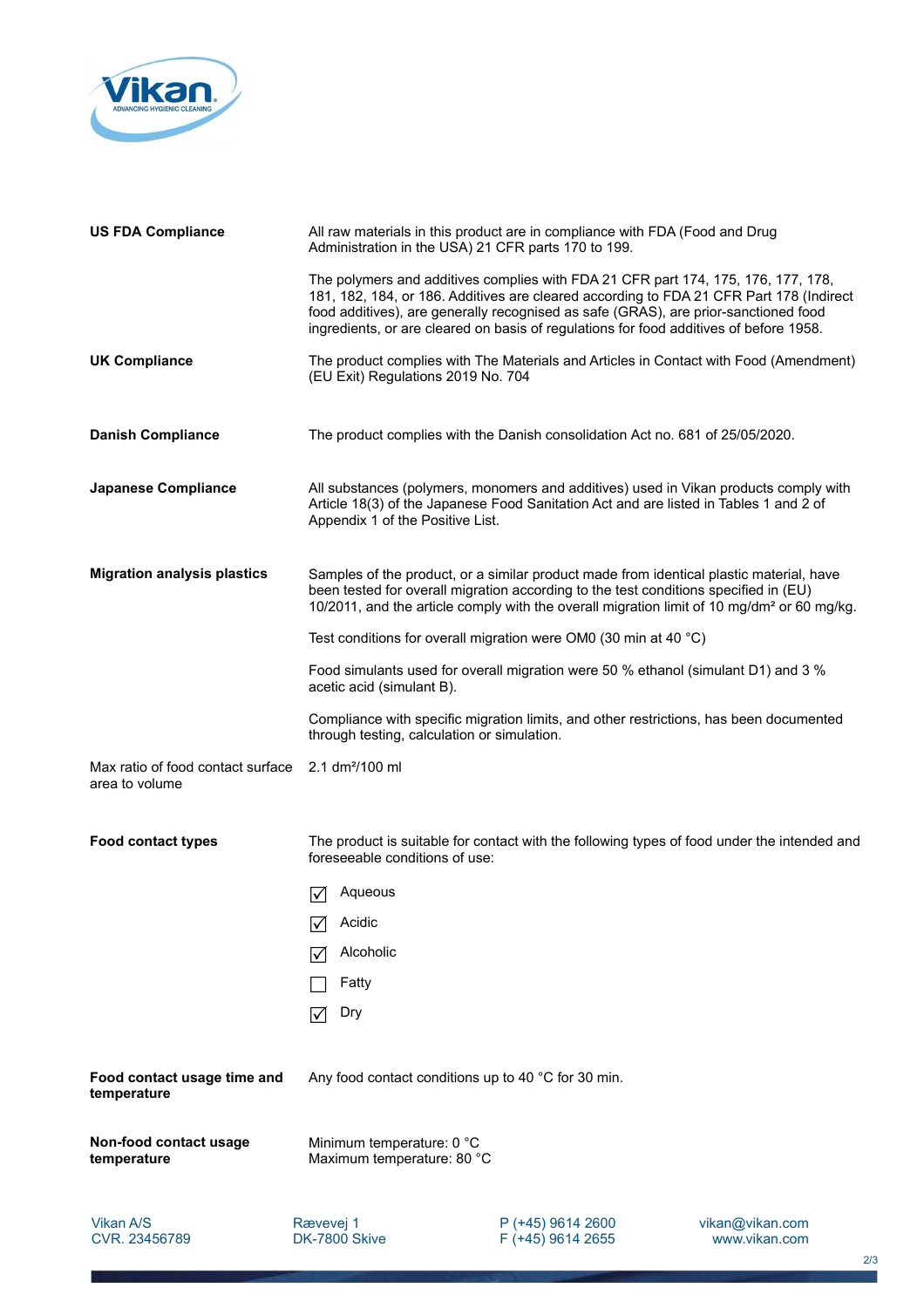| | |
|---|---|
| **US FDA Compliance** | All raw materials in this product are in compliance with FDA (Food and Drug Administration in the USA) 21 CFR parts 170 to 199.<br><br>The polymers and additives complies with FDA 21 CFR part 174, 175, 176, 177, 178, 181, 182, 184, or 186. Additives are cleared according to FDA 21 CFR Part 178 (Indirect food additives), are generally recognised as safe (GRAS), are prior-sanctioned food ingredients, or are cleared on basis of regulations for food additives of before 1958. |
| **UK Compliance** | The product complies with The Materials and Articles in Contact with Food (Amendment) (EU Exit) Regulations 2019 No. 704 |
| **Danish Compliance** | The product complies with the Danish consolidation Act no. 681 of 25/05/2020. |
| **Japanese Compliance** | All substances (polymers, monomers and additives) used in Vikan products comply with Article 18(3) of the Japanese Food Sanitation Act and are listed in Tables 1 and 2 of Appendix 1 of the Positive List. |
| **Migration analysis plastics** | Samples of the product, or a similar product made from identical plastic material, have been tested for overall migration according to the test conditions specified in (EU) 10/2011, and the article comply with the overall migration limit of 10 mg/dm² or 60 mg/kg.<br><br>Test conditions for overall migration were OM0 (30 min at 40 °C)<br><br>Food simulants used for overall migration were 50 % ethanol (simulant D1) and 3 % acetic acid (simulant B).<br><br>Compliance with specific migration limits, and other restrictions, has been documented through testing, calculation or simulation. |
| Max ratio of food contact surface area to volume | 2.1 dm²/100 ml |
| **Food contact types** | The product is suitable for contact with the following types of food under the intended and foreseeable conditions of use:<br><br>☑ Aqueous<br>☑ Acidic<br>☑ Alcoholic<br>☐ Fatty<br>☑ Dry |
| **Food contact usage time and temperature** | Any food contact conditions up to 40 °C for 30 min. |
| **Non-food contact usage temperature** | Minimum temperature: 0 °C<br>Maximum temperature: 80 °C |

Vikan A/S
CVR. 23456789

Rævevej 1
DK-7800 Skive

P (+45) 9614 2600
F (+45) 9614 2655

vikan@vikan.com
www.vikan.com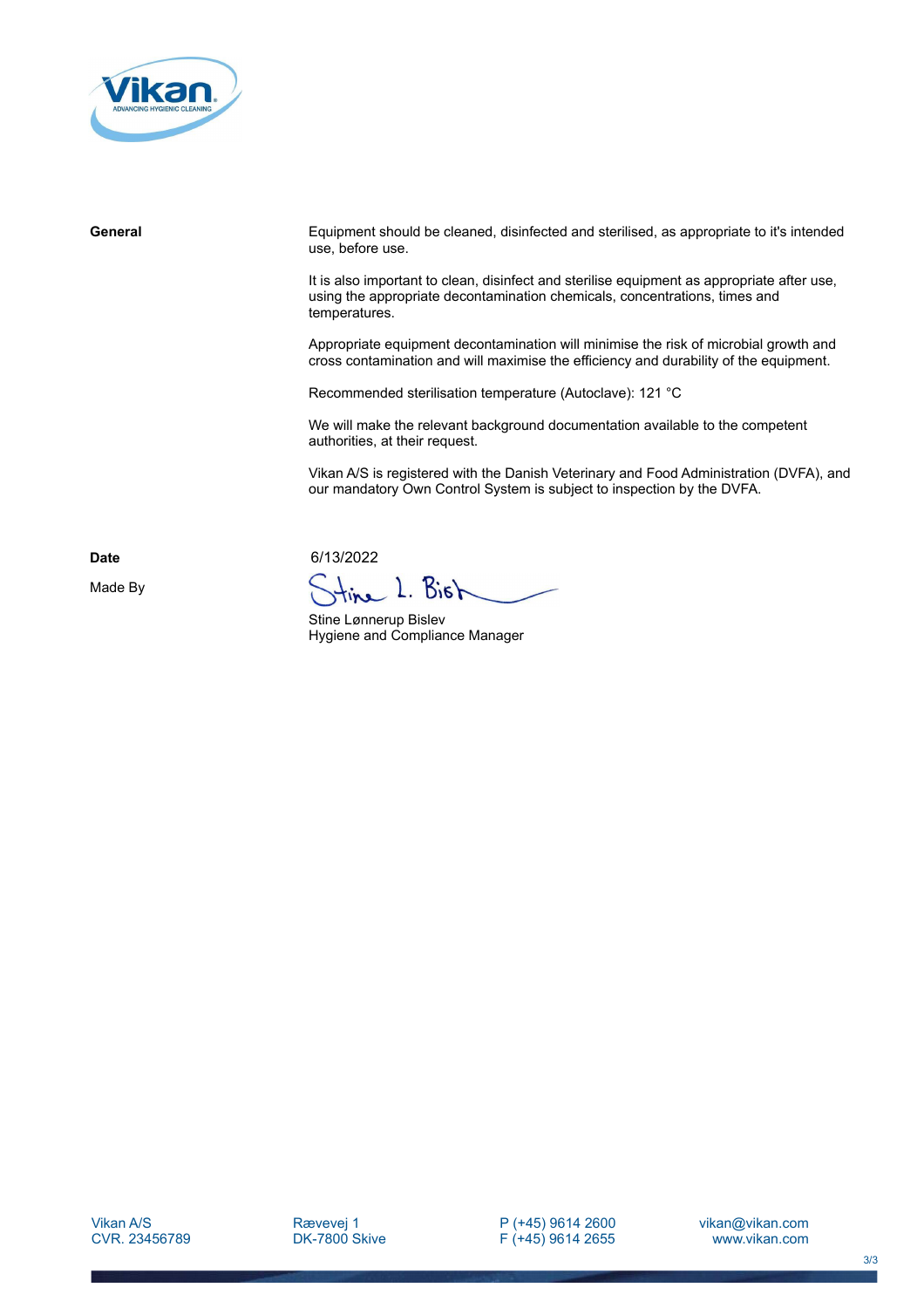**General**

Equipment should be cleaned, disinfected and sterilised, as appropriate to it's intended use, before use.

It is also important to clean, disinfect and sterilise equipment as appropriate after use, using the appropriate decontamination chemicals, concentrations, times and temperatures.

Appropriate equipment decontamination will minimise the risk of microbial growth and cross contamination and will maximise the efficiency and durability of the equipment.

Recommended sterilisation temperature (Autoclave): 121 °C

We will make the relevant background documentation available to the competent authorities, at their request.

Vikan A/S is registered with the Danish Veterinary and Food Administration (DVFA), and our mandatory Own Control System is subject to inspection by the DVFA.

**Date** 6/13/2022

Made By

Stine Lønnerup Bislev
Hygiene and Compliance Manager

Vikan A/S
CVR. 23456789

Rævevej 1
DK-7800 Skive

P (+45) 9614 2600
F (+45) 9614 2655

vikan@vikan.com
www.vikan.com